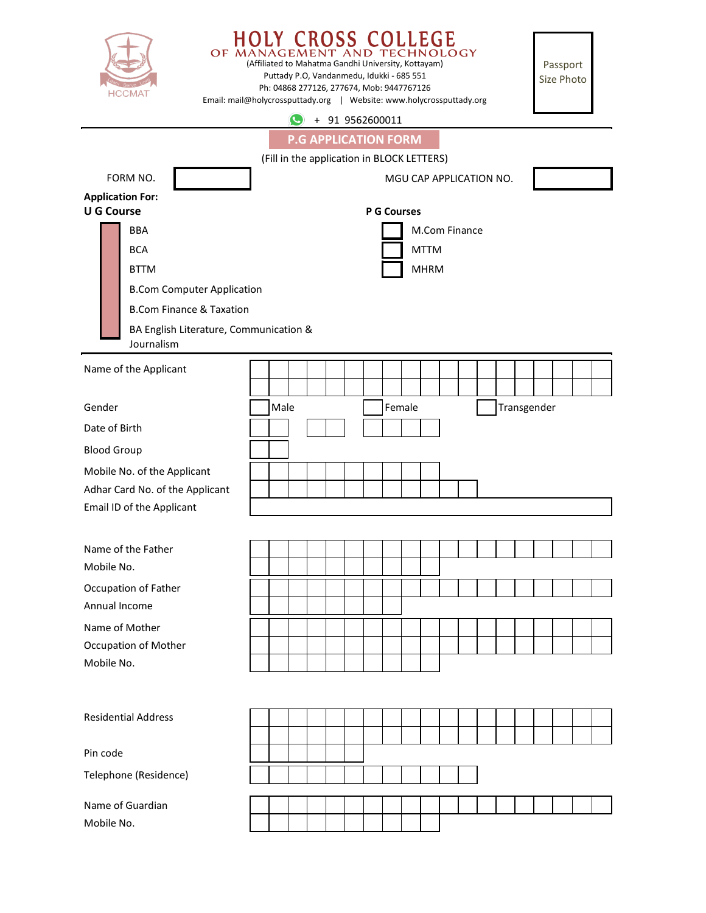# HOLY CROSS COLLEGE
## OF MANAGEMENT AND TECHNOLOGY

(Affiliated to Mahatma Gandhi University, Kottayam)
Puttady P.O, Vandanmedu, Idukki - 685 551
Ph: 04868 277126, 277674, Mob: 9447767126
Email: mail@holycrossputtady.org | Website: www.holycrossputtady.org

+ 91 9562600011

HCCMAT

Passport Size Photo

## P.G APPLICATION FORM

(Fill in the application in BLOCK LETTERS)

FORM NO. ____________ MGU CAP APPLICATION NO. ____________

**Application For:**

**U G Course**

- BBA
- BCA
- BTTM
- B.Com Computer Application
- B.Com Finance & Taxation
- BA English Literature, Communication & Journalism

**P G Courses**

- [ ] M.Com Finance
- [ ] MTTM
- [ ] MHRM

Name of the Applicant

Gender [ ] Male [ ] Female [ ] Transgender

Date of Birth

Blood Group

Mobile No. of the Applicant

Adhar Card No. of the Applicant

Email ID of the Applicant

Name of the Father

Mobile No.

Occupation of Father

Annual Income

Name of Mother

Occupation of Mother

Mobile No.

Residential Address

Pin code

Telephone (Residence)

Name of Guardian

Mobile No.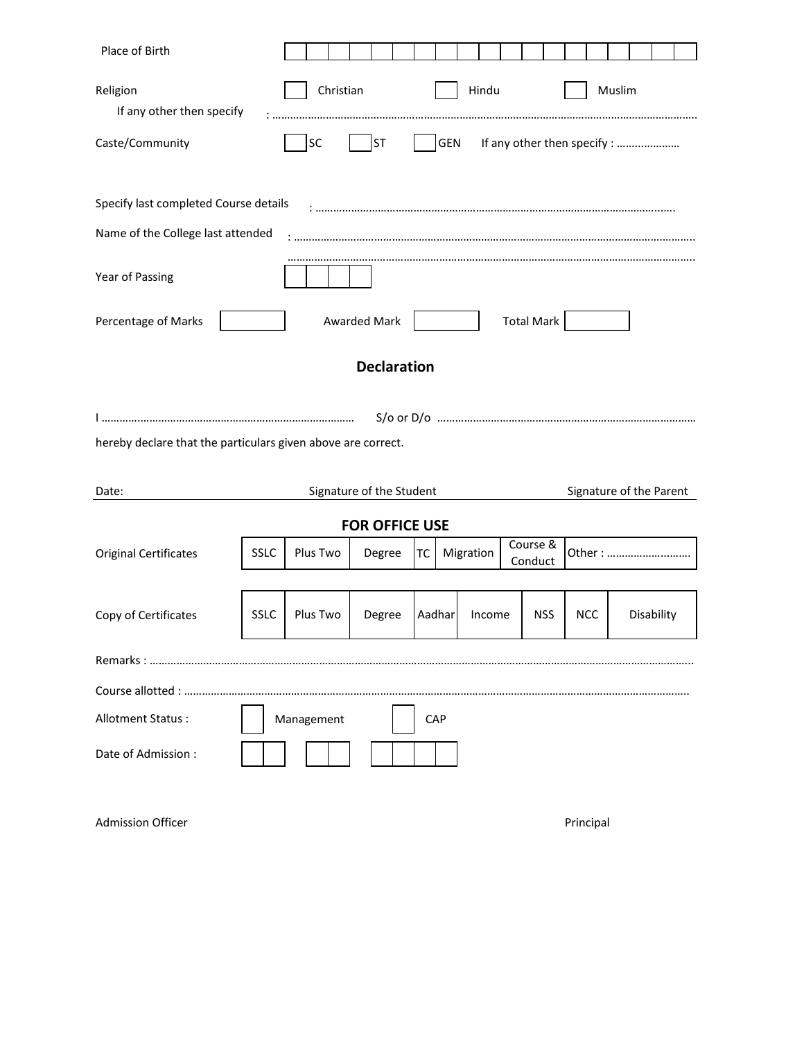Place of Birth

Religion ☐ Christian ☐ Hindu ☐ Muslim

If any other then specify : ……………………………………………………………………………………………………………………

Caste/Community ☐ SC ☐ ST ☐ GEN If any other then specify : …………………

Specify last completed Course details : ……………………………………………………………………………………………….

Name of the College last attended : ……………………………………………………………………………………………………

……………………………………………………………………………………………………………

Year of Passing

Percentage of Marks Awarded Mark Total Mark

## Declaration

I ………………………………………………………………………… S/o or D/o ……………………………………………………………………………

hereby declare that the particulars given above are correct.

Date: Signature of the Student Signature of the Parent

## FOR OFFICE USE

| | | | | | | | |
|---|---|---|---|---|---|---|---|
| Original Certificates | SSLC | Plus Two | Degree | TC | Migration | Course & Conduct | Other : ……………………… |

| | | | | | | | | |
|---|---|---|---|---|---|---|---|---|
| Copy of Certificates | SSLC | Plus Two | Degree | Aadhar | Income | NSS | NCC | Disability |

Remarks : ……………………………………………………………………………………………………………………………………………………

Course allotted : …………………………………………………………………………………………………………………………………………

Allotment Status : ☐ Management ☐ CAP

Date of Admission :

Admission Officer Principal